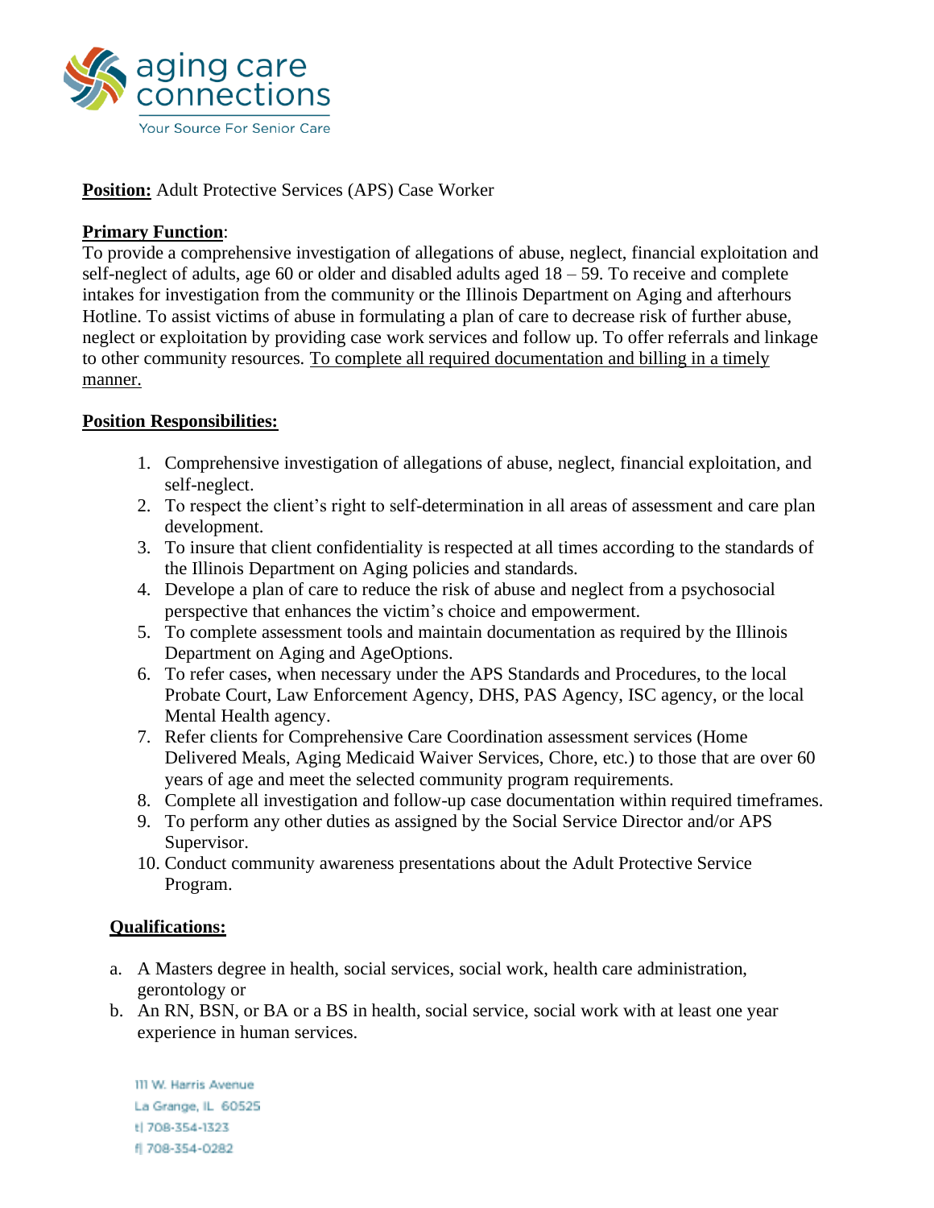aging care connections

Your Source For Senior Care

**Position:** Adult Protective Services (APS) Case Worker

**Primary Function**:
To provide a comprehensive investigation of allegations of abuse, neglect, financial exploitation and self-neglect of adults, age 60 or older and disabled adults aged 18 – 59. To receive and complete intakes for investigation from the community or the Illinois Department on Aging and afterhours Hotline. To assist victims of abuse in formulating a plan of care to decrease risk of further abuse, neglect or exploitation by providing case work services and follow up. To offer referrals and linkage to other community resources. To complete all required documentation and billing in a timely manner.

**Position Responsibilities:**

1. Comprehensive investigation of allegations of abuse, neglect, financial exploitation, and self-neglect.
2. To respect the client's right to self-determination in all areas of assessment and care plan development.
3. To insure that client confidentiality is respected at all times according to the standards of the Illinois Department on Aging policies and standards.
4. Develope a plan of care to reduce the risk of abuse and neglect from a psychosocial perspective that enhances the victim's choice and empowerment.
5. To complete assessment tools and maintain documentation as required by the Illinois Department on Aging and AgeOptions.
6. To refer cases, when necessary under the APS Standards and Procedures, to the local Probate Court, Law Enforcement Agency, DHS, PAS Agency, ISC agency, or the local Mental Health agency.
7. Refer clients for Comprehensive Care Coordination assessment services (Home Delivered Meals, Aging Medicaid Waiver Services, Chore, etc.) to those that are over 60 years of age and meet the selected community program requirements.
8. Complete all investigation and follow-up case documentation within required timeframes.
9. To perform any other duties as assigned by the Social Service Director and/or APS Supervisor.
10. Conduct community awareness presentations about the Adult Protective Service Program.

**Qualifications:**

a. A Masters degree in health, social services, social work, health care administration, gerontology or
b. An RN, BSN, or BA or a BS in health, social service, social work with at least one year experience in human services.

111 W. Harris Avenue
La Grange, IL 60525
t| 708-354-1323
f| 708-354-0282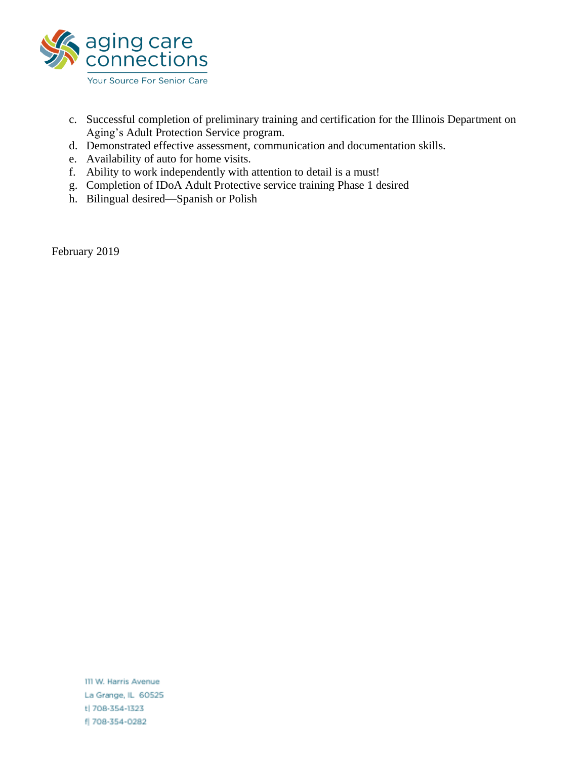c. Successful completion of preliminary training and certification for the Illinois Department on Aging's Adult Protection Service program.
d. Demonstrated effective assessment, communication and documentation skills.
e. Availability of auto for home visits.
f. Ability to work independently with attention to detail is a must!
g. Completion of IDoA Adult Protective service training Phase 1 desired
h. Bilingual desired—Spanish or Polish

February 2019